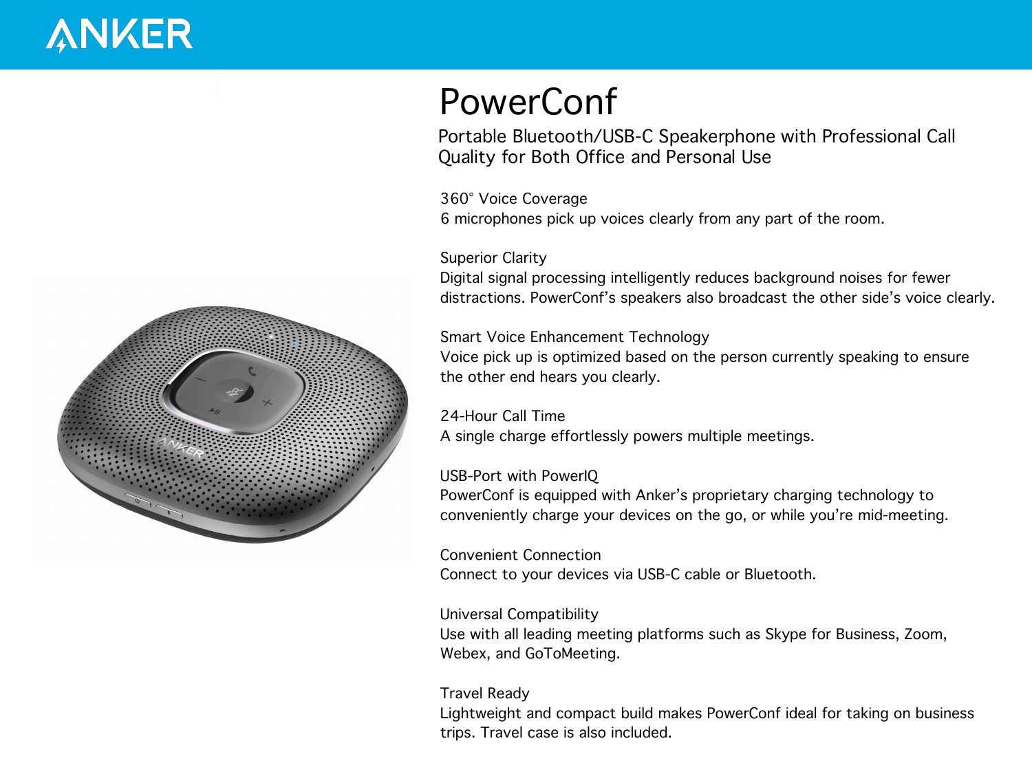ANKER

# PowerConf

## Portable Bluetooth/USB-C Speakerphone with Professional Call Quality for Both Office and Personal Use

### 360° Voice Coverage
6 microphones pick up voices clearly from any part of the room.

### Superior Clarity
Digital signal processing intelligently reduces background noises for fewer distractions. PowerConf's speakers also broadcast the other side's voice clearly.

### Smart Voice Enhancement Technology
Voice pick up is optimized based on the person currently speaking to ensure the other end hears you clearly.

### 24-Hour Call Time
A single charge effortlessly powers multiple meetings.

### USB-Port with PowerIQ
PowerConf is equipped with Anker's proprietary charging technology to conveniently charge your devices on the go, or while you're mid-meeting.

### Convenient Connection
Connect to your devices via USB-C cable or Bluetooth.

### Universal Compatibility
Use with all leading meeting platforms such as Skype for Business, Zoom, Webex, and GoToMeeting.

### Travel Ready
Lightweight and compact build makes PowerConf ideal for taking on business trips. Travel case is also included.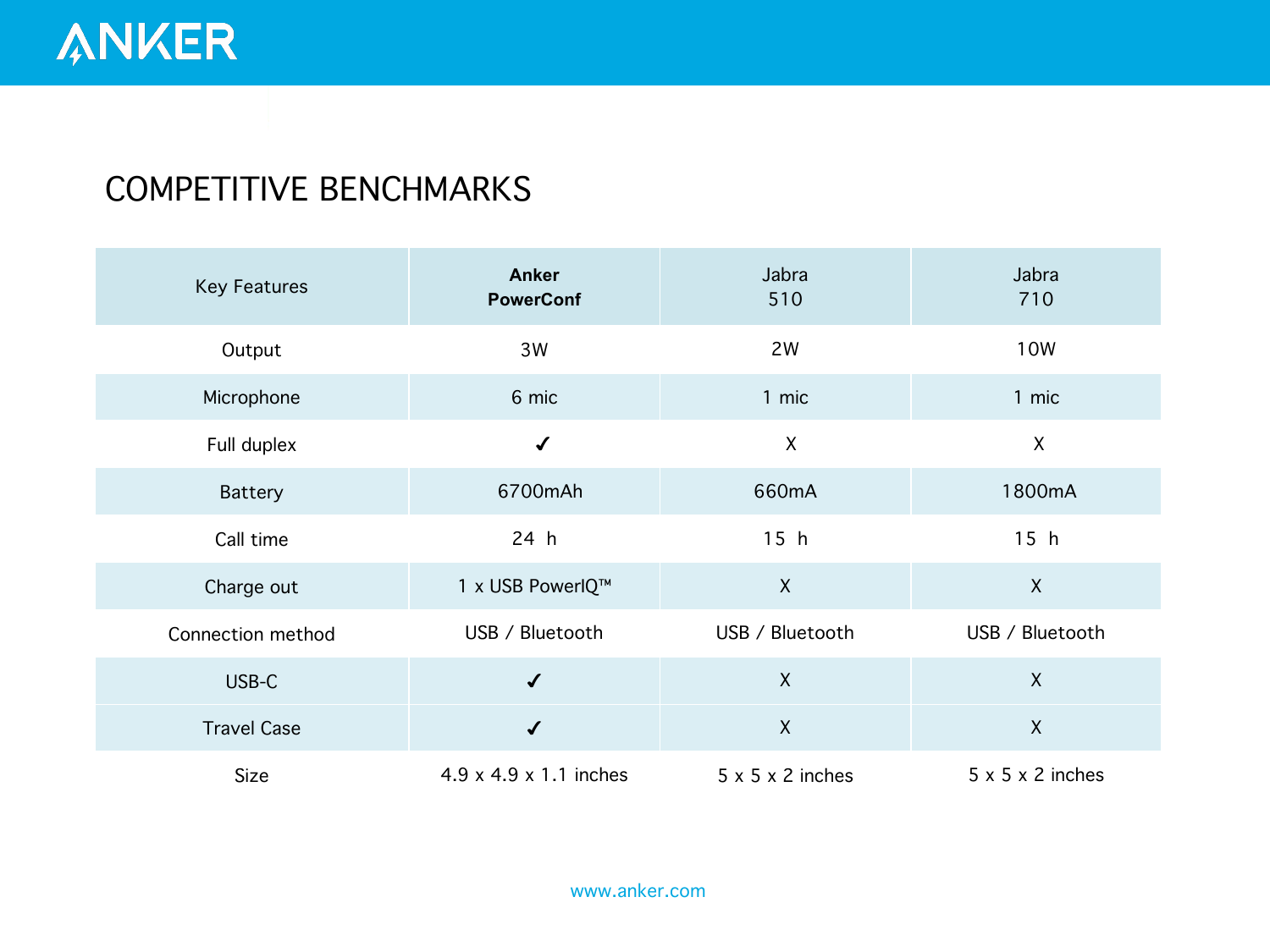# COMPETITIVE BENCHMARKS

| Key Features | **Anker PowerConf** | Jabra 510 | Jabra 710 |
|---|---|---|---|
| Output | 3W | 2W | 10W |
| Microphone | 6 mic | 1 mic | 1 mic |
| Full duplex | ✓ | X | X |
| Battery | 6700mAh | 660mA | 1800mA |
| Call time | 24 h | 15 h | 15 h |
| Charge out | 1 x USB PowerIQ™ | X | X |
| Connection method | USB / Bluetooth | USB / Bluetooth | USB / Bluetooth |
| USB-C | ✓ | X | X |
| Travel Case | ✓ | X | X |
| Size | 4.9 x 4.9 x 1.1 inches | 5 x 5 x 2 inches | 5 x 5 x 2 inches |

www.anker.com